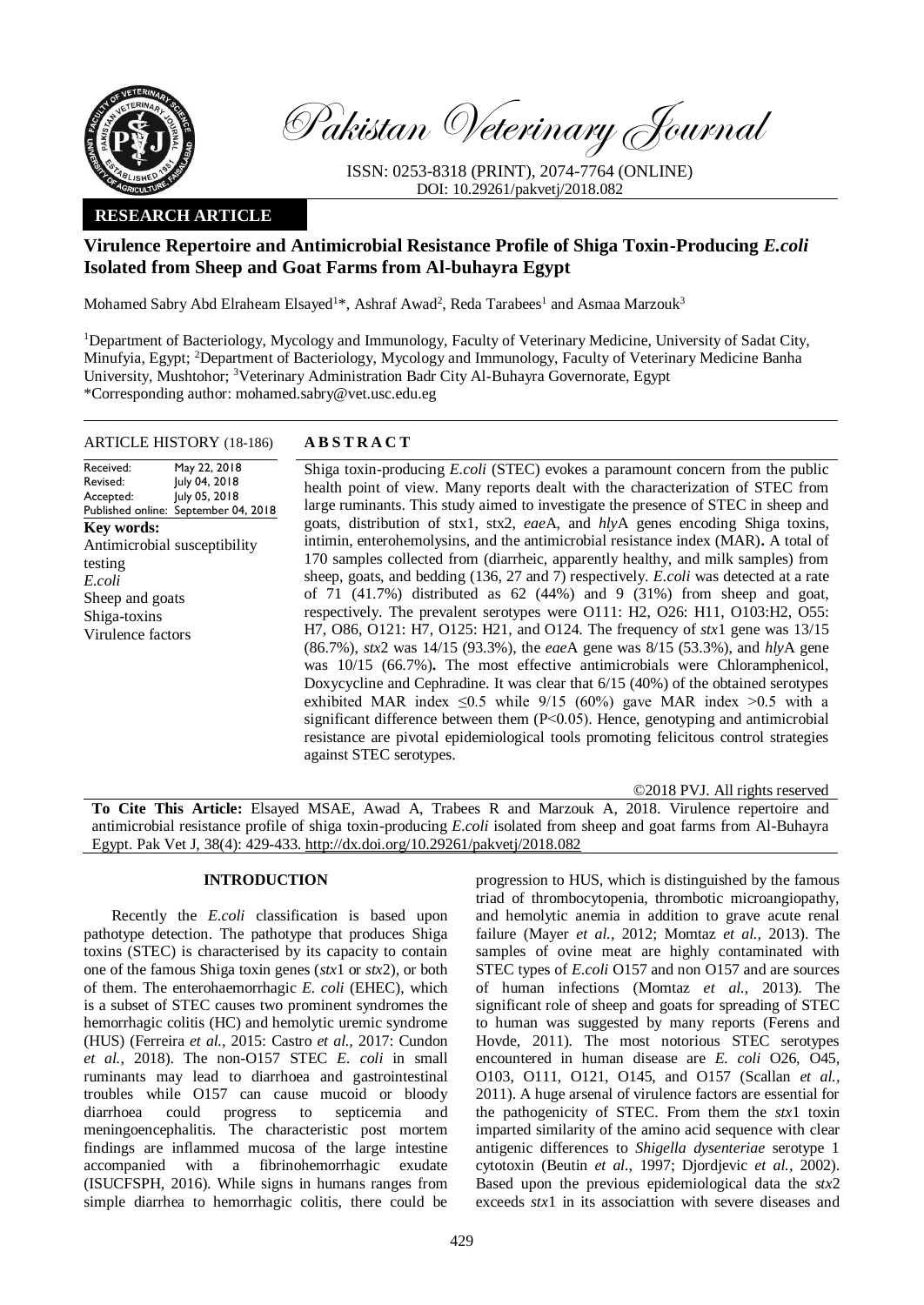# Pakistan Veterinary Journal

ISSN: 0253-8318 (PRINT), 2074-7764 (ONLINE)
DOI: 10.29261/pakvetj/2018.082

**RESEARCH ARTICLE**

## Virulence Repertoire and Antimicrobial Resistance Profile of Shiga Toxin-Producing *E.coli* Isolated from Sheep and Goat Farms from Al-buhayra Egypt

Mohamed Sabry Abd Elraheam Elsayed[1]*, Ashraf Awad[2], Reda Tarabees[1] and Asmaa Marzouk[3]

[1]Department of Bacteriology, Mycology and Immunology, Faculty of Veterinary Medicine, University of Sadat City, Minufyia, Egypt; [2]Department of Bacteriology, Mycology and Immunology, Faculty of Veterinary Medicine Banha University, Mushtohor; [3]Veterinary Administration Badr City Al-Buhayra Governorate, Egypt
*Corresponding author: mohamed.sabry@vet.usc.edu.eg

**ARTICLE HISTORY** (18-186)

Received: May 22, 2018
Revised: July 04, 2018
Accepted: July 05, 2018
Published online: September 04, 2018

**Key words:**
Antimicrobial susceptibility testing
*E.coli*
Sheep and goats
Shiga-toxins
Virulence factors

**ABSTRACT**

Shiga toxin-producing *E.coli* (STEC) evokes a paramount concern from the public health point of view. Many reports dealt with the characterization of STEC from large ruminants. This study aimed to investigate the presence of STEC in sheep and goats, distribution of stx1, stx2, *eae*A, and *hly*A genes encoding Shiga toxins, intimin, enterohemolysins, and the antimicrobial resistance index (MAR). A total of 170 samples collected from (diarrheic, apparently healthy, and milk samples) from sheep, goats, and bedding (136, 27 and 7) respectively. *E.coli* was detected at a rate of 71 (41.7%) distributed as 62 (44%) and 9 (31%) from sheep and goat, respectively. The prevalent serotypes were O111: H2, O26: H11, O103:H2, O55: H7, O86, O121: H7, O125: H21, and O124. The frequency of *stx*1 gene was 13/15 (86.7%), *stx*2 was 14/15 (93.3%), the *eae*A gene was 8/15 (53.3%), and *hly*A gene was 10/15 (66.7%). The most effective antimicrobials were Chloramphenicol, Doxycycline and Cephradine. It was clear that 6/15 (40%) of the obtained serotypes exhibited MAR index ≤0.5 while 9/15 (60%) gave MAR index >0.5 with a significant difference between them (P<0.05). Hence, genotyping and antimicrobial resistance are pivotal epidemiological tools promoting felicitous control strategies against STEC serotypes.

©2018 PVJ. All rights reserved

**To Cite This Article:** Elsayed MSAE, Awad A, Trabees R and Marzouk A, 2018. Virulence repertoire and antimicrobial resistance profile of shiga toxin-producing *E.coli* isolated from sheep and goat farms from Al-Buhayra Egypt. Pak Vet J, 38(4): 429-433. http://dx.doi.org/10.29261/pakvetj/2018.082

## INTRODUCTION

Recently the *E.coli* classification is based upon pathotype detection. The pathotype that produces Shiga toxins (STEC) is characterised by its capacity to contain one of the famous Shiga toxin genes (*stx*1 or *stx*2), or both of them. The enterohaemorrhagic *E. coli* (EHEC), which is a subset of STEC causes two prominent syndromes the hemorrhagic colitis (HC) and hemolytic uremic syndrome (HUS) (Ferreira *et al.,* 2015: Castro *et al.,* 2017: Cundon *et al.,* 2018). The non-O157 STEC *E. coli* in small ruminants may lead to diarrhoea and gastrointestinal troubles while O157 can cause mucoid or bloody diarrhoea could progress to septicemia and meningoencephalitis. The characteristic post mortem findings are inflammed mucosa of the large intestine accompanied with a fibrinohemorrhagic exudate (ISUCFSPH, 2016). While signs in humans ranges from simple diarrhea to hemorrhagic colitis, there could be progression to HUS, which is distinguished by the famous triad of thrombocytopenia, thrombotic microangiopathy, and hemolytic anemia in addition to grave acute renal failure (Mayer *et al.,* 2012; Momtaz *et al.,* 2013). The samples of ovine meat are highly contaminated with STEC types of *E.coli* O157 and non O157 and are sources of human infections (Momtaz *et al.,* 2013). The significant role of sheep and goats for spreading of STEC to human was suggested by many reports (Ferens and Hovde, 2011). The most notorious STEC serotypes encountered in human disease are *E. coli* O26, O45, O103, O111, O121, O145, and O157 (Scallan *et al.,* 2011). A huge arsenal of virulence factors are essential for the pathogenicity of STEC. From them the *stx*1 toxin imparted similarity of the amino acid sequence with clear antigenic differences to *Shigella dysenteriae* serotype 1 cytotoxin (Beutin *et al.,* 1997; Djordjevic *et al.,* 2002). Based upon the previous epidemiological data the *stx*2 exceeds *stx*1 in its associattion with severe diseases and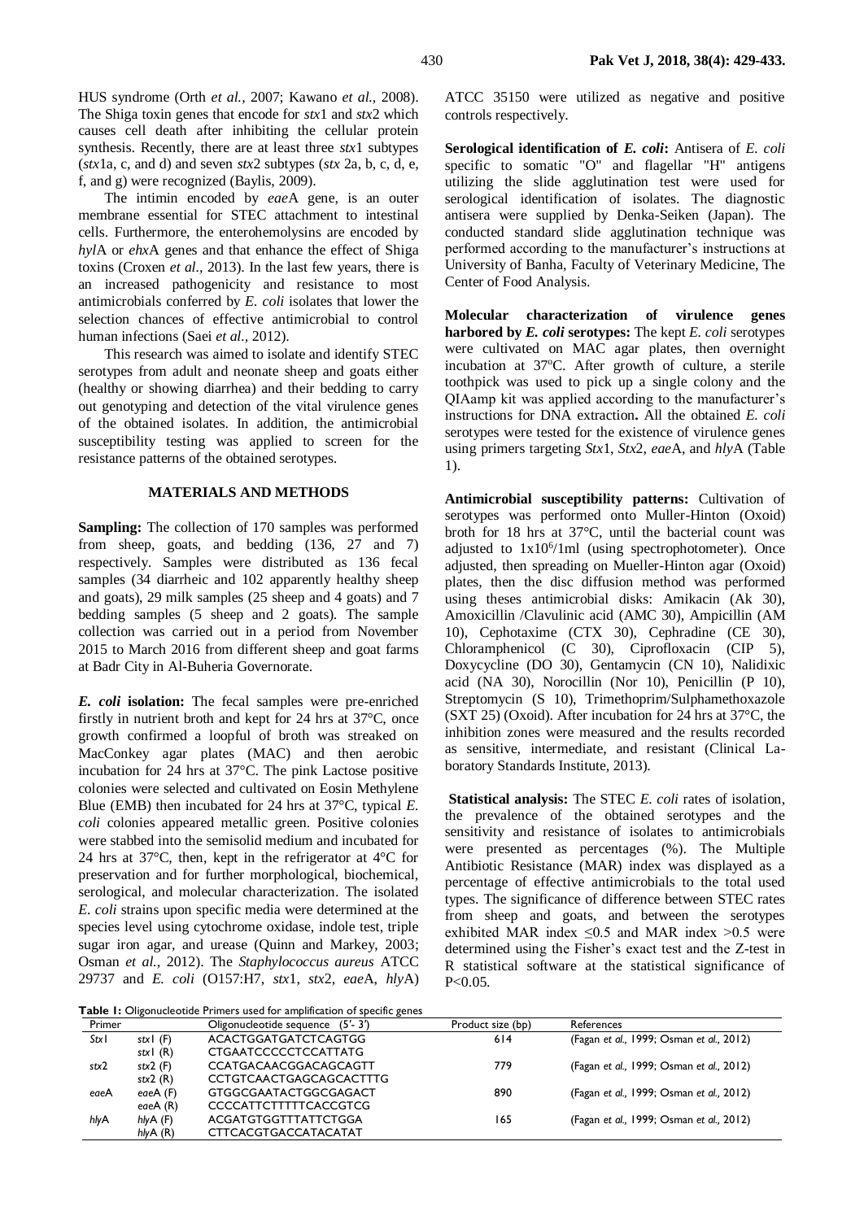HUS syndrome (Orth *et al.*, 2007; Kawano *et al.*, 2008). The Shiga toxin genes that encode for *stx*1 and *stx*2 which causes cell death after inhibiting the cellular protein synthesis. Recently, there are at least three *stx*1 subtypes (*stx*1a, c, and d) and seven *stx*2 subtypes (*stx* 2a, b, c, d, e, f, and g) were recognized (Baylis, 2009).

The intimin encoded by *eae*A gene, is an outer membrane essential for STEC attachment to intestinal cells. Furthermore, the enterohemolysins are encoded by *hyl*A or *ehx*A genes and that enhance the effect of Shiga toxins (Croxen *et al.*, 2013). In the last few years, there is an increased pathogenicity and resistance to most antimicrobials conferred by *E. coli* isolates that lower the selection chances of effective antimicrobial to control human infections (Saei *et al.*, 2012).

This research was aimed to isolate and identify STEC serotypes from adult and neonate sheep and goats either (healthy or showing diarrhea) and their bedding to carry out genotyping and detection of the vital virulence genes of the obtained isolates. In addition, the antimicrobial susceptibility testing was applied to screen for the resistance patterns of the obtained serotypes.

## MATERIALS AND METHODS

**Sampling:** The collection of 170 samples was performed from sheep, goats, and bedding (136, 27 and 7) respectively. Samples were distributed as 136 fecal samples (34 diarrheic and 102 apparently healthy sheep and goats), 29 milk samples (25 sheep and 4 goats) and 7 bedding samples (5 sheep and 2 goats). The sample collection was carried out in a period from November 2015 to March 2016 from different sheep and goat farms at Badr City in Al-Buheria Governorate.

***E. coli* isolation:** The fecal samples were pre-enriched firstly in nutrient broth and kept for 24 hrs at 37°C, once growth confirmed a loopful of broth was streaked on MacConkey agar plates (MAC) and then aerobic incubation for 24 hrs at 37°C. The pink Lactose positive colonies were selected and cultivated on Eosin Methylene Blue (EMB) then incubated for 24 hrs at 37°C, typical *E. coli* colonies appeared metallic green. Positive colonies were stabbed into the semisolid medium and incubated for 24 hrs at 37°C, then, kept in the refrigerator at 4°C for preservation and for further morphological, biochemical, serological, and molecular characterization. The isolated *E. coli* strains upon specific media were determined at the species level using cytochrome oxidase, indole test, triple sugar iron agar, and urease (Quinn and Markey, 2003; Osman *et al.*, 2012). The *Staphylococcus aureus* ATCC 29737 and *E. coli* (O157:H7, *stx*1, *stx*2, *eae*A, *hly*A) ATCC 35150 were utilized as negative and positive controls respectively.

**Serological identification of *E. coli*:** Antisera of *E. coli* specific to somatic "O" and flagellar "H" antigens utilizing the slide agglutination test were used for serological identification of isolates. The diagnostic antisera were supplied by Denka-Seiken (Japan). The conducted standard slide agglutination technique was performed according to the manufacturer's instructions at University of Banha, Faculty of Veterinary Medicine, The Center of Food Analysis.

**Molecular characterization of virulence genes harbored by *E. coli* serotypes:** The kept *E. coli* serotypes were cultivated on MAC agar plates, then overnight incubation at 37°C. After growth of culture, a sterile toothpick was used to pick up a single colony and the QIAamp kit was applied according to the manufacturer's instructions for DNA extraction**.** All the obtained *E. coli* serotypes were tested for the existence of virulence genes using primers targeting *Stx*1, *Stx*2, *eae*A, and *hly*A (Table 1).

**Antimicrobial susceptibility patterns:** Cultivation of serotypes was performed onto Muller-Hinton (Oxoid) broth for 18 hrs at 37°C, until the bacterial count was adjusted to $1x10^6$/1ml (using spectrophotometer). Once adjusted, then spreading on Mueller-Hinton agar (Oxoid) plates, then the disc diffusion method was performed using theses antimicrobial disks: Amikacin (Ak 30), Amoxicillin /Clavulinic acid (AMC 30), Ampicillin (AM 10), Cephotaxime (CTX 30), Cephradine (CE 30), Chloramphenicol (C 30), Ciprofloxacin (CIP 5), Doxycycline (DO 30), Gentamycin (CN 10), Nalidixic acid (NA 30), Norocillin (Nor 10), Penicillin (P 10), Streptomycin (S 10), Trimethoprim/Sulphamethoxazole (SXT 25) (Oxoid). After incubation for 24 hrs at 37°C, the inhibition zones were measured and the results recorded as sensitive, intermediate, and resistant (Clinical Laboratory Standards Institute, 2013).

**Statistical analysis:** The STEC *E. coli* rates of isolation, the prevalence of the obtained serotypes and the sensitivity and resistance of isolates to antimicrobials were presented as percentages (%). The Multiple Antibiotic Resistance (MAR) index was displayed as a percentage of effective antimicrobials to the total used types. The significance of difference between STEC rates from sheep and goats, and between the serotypes exhibited MAR index $\leq 0.5$ and MAR index $>0.5$ were determined using the Fisher's exact test and the Z-test in R statistical software at the statistical significance of $P<0.05$.

**Table 1:** Oligonucleotide Primers used for amplification of specific genes

| Primer | | Oligonucleotide sequence (5'- 3') | Product size (bp) | References |
|---|---|---|---|---|
| *Stx*1 | *stx*1 (F) | ACACTGGATGATCTCAGTGG | 614 | (Fagan *et al.*, 1999; Osman *et al.*, 2012) |
| | *stx*1 (R) | CTGAATCCCCCTCCATTATG | | |
| *stx*2 | *stx*2 (F) | CCATGACAACGGACAGCAGTT | 779 | (Fagan *et al.*, 1999; Osman *et al.*, 2012) |
| | *stx*2 (R) | CCTGTCAACTGAGCAGCACTTTG | | |
| *eae*A | *eae*A (F) | GTGGCGAATACTGGCGAGACT | 890 | (Fagan *et al.*, 1999; Osman *et al.*, 2012) |
| | *eae*A (R) | CCCCATTCTTTTTCACCGTCG | | |
| *hly*A | *hly*A (F) | ACGATGTGGTTTATTCTGGA | 165 | (Fagan *et al.*, 1999; Osman *et al.*, 2012) |
| | *hly*A (R) | CTTCACGTGACCATACATAT | | |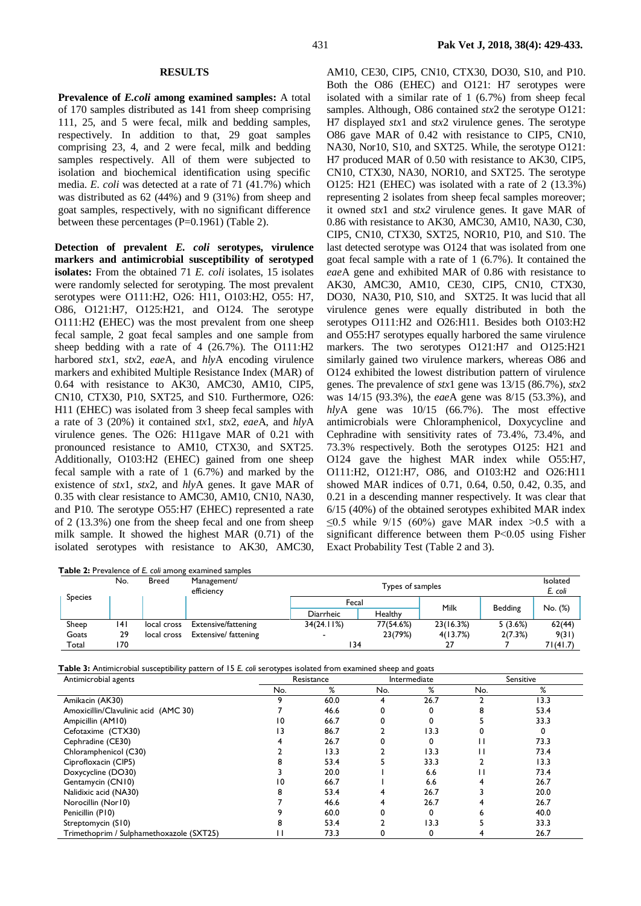## RESULTS

**Prevalence of *E.coli* among examined samples:** A total of 170 samples distributed as 141 from sheep comprising 111, 25, and 5 were fecal, milk and bedding samples, respectively. In addition to that, 29 goat samples comprising 23, 4, and 2 were fecal, milk and bedding samples respectively. All of them were subjected to isolation and biochemical identification using specific media. *E. coli* was detected at a rate of 71 (41.7%) which was distributed as 62 (44%) and 9 (31%) from sheep and goat samples, respectively, with no significant difference between these percentages (P=0.1961) (Table 2).

**Detection of prevalent *E. coli* serotypes, virulence markers and antimicrobial susceptibility of serotyped isolates:** From the obtained 71 *E. coli* isolates, 15 isolates were randomly selected for serotyping. The most prevalent serotypes were O111:H2, O26: H11, O103:H2, O55: H7, O86, O121:H7, O125:H21, and O124. The serotype O111:H2 **(**EHEC) was the most prevalent from one sheep fecal sample, 2 goat fecal samples and one sample from sheep bedding with a rate of 4 (26.7%). The O111:H2 harbored *stx*1, *stx*2, *eae*A, and *hly*A encoding virulence markers and exhibited Multiple Resistance Index (MAR) of 0.64 with resistance to AK30, AMC30, AM10, CIP5, CN10, CTX30, P10, SXT25, and S10. Furthermore, O26: H11 (EHEC) was isolated from 3 sheep fecal samples with a rate of 3 (20%) it contained *stx*1, *stx*2, *eae*A, and *hly*A virulence genes. The O26: H11gave MAR of 0.21 with pronounced resistance to AM10, CTX30, and SXT25. Additionally, O103:H2 (EHEC) gained from one sheep fecal sample with a rate of 1 (6.7%) and marked by the existence of *stx*1, *stx*2, and *hly*A genes. It gave MAR of 0.35 with clear resistance to AMC30, AM10, CN10, NA30, and P10. The serotype O55:H7 (EHEC) represented a rate of 2 (13.3%) one from the sheep fecal and one from sheep milk sample. It showed the highest MAR (0.71) of the isolated serotypes with resistance to AK30, AMC30, AM10, CE30, CIP5, CN10, CTX30, DO30, S10, and P10. Both the O86 (EHEC) and O121: H7 serotypes were isolated with a similar rate of 1 (6.7%) from sheep fecal samples. Although, O86 contained *stx*2 the serotype O121: H7 displayed *stx*1 and *stx*2 virulence genes. The serotype O86 gave MAR of 0.42 with resistance to CIP5, CN10, NA30, Nor10, S10, and SXT25. While, the serotype O121: H7 produced MAR of 0.50 with resistance to AK30, CIP5, CN10, CTX30, NA30, NOR10, and SXT25. The serotype O125: H21 (EHEC) was isolated with a rate of 2 (13.3%) representing 2 isolates from sheep fecal samples moreover; it owned *stx*1 and *stx2* virulence genes. It gave MAR of 0.86 with resistance to AK30, AMC30, AM10, NA30, C30, CIP5, CN10, CTX30, SXT25, NOR10, P10, and S10. The last detected serotype was O124 that was isolated from one goat fecal sample with a rate of 1 (6.7%). It contained the *eae*A gene and exhibited MAR of 0.86 with resistance to AK30, AMC30, AM10, CE30, CIP5, CN10, CTX30, DO30, NA30, P10, S10, and SXT25. It was lucid that all virulence genes were equally distributed in both the serotypes O111:H2 and O26:H11. Besides both O103:H2 and O55:H7 serotypes equally harbored the same virulence markers. The two serotypes O121:H7 and O125:H21 similarly gained two virulence markers, whereas O86 and O124 exhibited the lowest distribution pattern of virulence genes. The prevalence of *stx*1 gene was 13/15 (86.7%), *stx*2 was 14/15 (93.3%), the *eae*A gene was 8/15 (53.3%), and *hly*A gene was 10/15 (66.7%). The most effective antimicrobials were Chloramphenicol, Doxycycline and Cephradine with sensitivity rates of 73.4%, 73.4%, and 73.3% respectively. Both the serotypes O125: H21 and O124 gave the highest MAR index while O55:H7, O111:H2, O121:H7, O86, and O103:H2 and O26:H11 showed MAR indices of 0.71, 0.64, 0.50, 0.42, 0.35, and 0.21 in a descending manner respectively. It was clear that 6/15 (40%) of the obtained serotypes exhibited MAR index ≤0.5 while 9/15 (60%) gave MAR index >0.5 with a significant difference between them P<0.05 using Fisher Exact Probability Test (Table 2 and 3).

**Table 2:** Prevalence of *E. coli* among examined samples

| Species | No. | Breed | Management/ efficiency | Types of samples | | | | Isolated *E. coli* |
|---|---|---|---|---|---|---|---|---|
| | | | | Fecal | | Milk | Bedding | No. (%) |
| | | | | Diarrheic | Healthy | | | |
| Sheep | 141 | local cross | Extensive/fattening | 34(24.11%) | 77(54.6%) | 23(16.3%) | 5 (3.6%) | 62(44) |
| Goats | 29 | local cross | Extensive/ fattening | - | 23(79%) | 4(13.7%) | 2(7.3%) | 9(31) |
| Total | 170 | | | 134 | | 27 | 7 | 71(41.7) |

**Table 3:** Antimicrobial susceptibility pattern of 15 *E. coli* serotypes isolated from examined sheep and goats

| Antimicrobial agents | Resistance | | Intermediate | | Sensitive | |
|---|---|---|---|---|---|---|
| | No. | % | No. | % | No. | % |
| Amikacin (AK30) | 9 | 60.0 | 4 | 26.7 | 2 | 13.3 |
| Amoxicillin/Clavulinic acid (AMC 30) | 7 | 46.6 | 0 | 0 | 8 | 53.4 |
| Ampicillin (AM10) | 10 | 66.7 | 0 | 0 | 5 | 33.3 |
| Cefotaxime (CTX30) | 13 | 86.7 | 2 | 13.3 | 0 | 0 |
| Cephradine (CE30) | 4 | 26.7 | 0 | 0 | 11 | 73.3 |
| Chloramphenicol (C30) | 2 | 13.3 | 2 | 13.3 | 11 | 73.4 |
| Ciprofloxacin (CIP5) | 8 | 53.4 | 5 | 33.3 | 2 | 13.3 |
| Doxycycline (DO30) | 3 | 20.0 | 1 | 6.6 | 11 | 73.4 |
| Gentamycin (CN10) | 10 | 66.7 | 1 | 6.6 | 4 | 26.7 |
| Nalidixic acid (NA30) | 8 | 53.4 | 4 | 26.7 | 3 | 20.0 |
| Norocillin (Nor10) | 7 | 46.6 | 4 | 26.7 | 4 | 26.7 |
| Penicillin (P10) | 9 | 60.0 | 0 | 0 | 6 | 40.0 |
| Streptomycin (S10) | 8 | 53.4 | 2 | 13.3 | 5 | 33.3 |
| Trimethoprim / Sulphamethoxazole (SXT25) | 11 | 73.3 | 0 | 0 | 4 | 26.7 |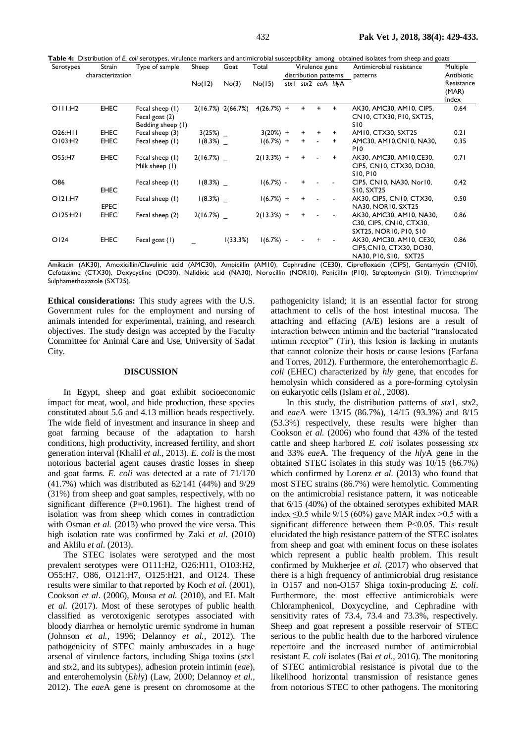**Table 4:** Distribution of *E. coli* serotypes, virulence markers and antimicrobial susceptibility among obtained isolates from sheep and goats

| Serotypes | Strain characterization | Type of sample | Sheep No(12) | Goat No(3) | Total No(15) | Virulence gene distribution patterns stx1 | stx2 | eaA | hlyA | Antimicrobial resistance patterns | Multiple Antibiotic Resistance (MAR) index |
|---|---|---|---|---|---|---|---|---|---|---|---|
| O111:H2 | EHEC | Fecal sheep (1) Fecal goat (2) Bedding sheep (1) | 2(16.7%) | 2(66.7%) | 4(26.7%) | + | + | + | + | AK30, AMC30, AM10, CIP5, CN10, CTX30, P10, SXT25, S10 | 0.64 |
| O26:H11 | EHEC | Fecal sheep (3) | 3(25%) | _ | 3(20%) | + | + | + | + | AM10, CTX30, SXT25 | 0.21 |
| O103:H2 | EHEC | Fecal sheep (1) | 1(8.3%) | _ | 1(6.7%) | + | + | - | + | AMC30, AM10,CN10, NA30, P10 | 0.35 |
| O55:H7 | EHEC | Fecal sheep (1) Milk sheep (1) | 2(16.7%) | _ | 2(13.3%) | + | + | - | + | AK30, AMC30, AM10,CE30, CIP5, CN10, CTX30, DO30, S10, P10 | 0.71 |
| O86 | EHEC | Fecal sheep (1) | 1(8.3%) | _ | 1(6.7%) | - | + | - | - | CIP5, CN10, NA30, Nor10, S10, SXT25 | 0.42 |
| O121:H7 | EPEC | Fecal sheep (1) | 1(8.3%) | _ | 1(6.7%) | + | + | - | - | AK30, CIP5, CN10, CTX30, NA30, NOR10, SXT25 | 0.50 |
| O125:H21 | EHEC | Fecal sheep (2) | 2(16.7%) | _ | 2(13.3%) | + | + | - | - | AK30, AMC30, AM10, NA30, C30, CIP5, CN10, CTX30, SXT25, NOR10, P10, S10 | 0.86 |
| O124 | EHEC | Fecal goat (1) | _ | 1(33.3%) | 1(6.7%) | - | - | + | - | AK30, AMC30, AM10, CE30, CIP5,CN10, CTX30, DO30, NA30, P10, S10, SXT25 | 0.86 |

Amikacin (AK30), Amoxicillin/Clavulinic acid (AMC30), Ampicillin (AM10), Cephradine (CE30), Ciprofloxacin (CIP5), Gentamycin (CN10), Cefotaxime (CTX30), Doxycycline (DO30), Nalidixic acid (NA30), Norocillin (NOR10), Penicillin (P10), Streptomycin (S10), Trimethoprim/ Sulphamethoxazole (SXT25).

**Ethical considerations:** This study agrees with the U.S. Government rules for the employment and nursing of animals intended for experimental, training, and research objectives. The study design was accepted by the Faculty Committee for Animal Care and Use, University of Sadat City.

## DISCUSSION

In Egypt, sheep and goat exhibit socioeconomic impact for meat, wool, and hide production, these species constituted about 5.6 and 4.13 million heads respectively. The wide field of investment and insurance in sheep and goat farming because of the adaptation to harsh conditions, high productivity, increased fertility, and short generation interval (Khalil *et al.,* 2013). *E. coli* is the most notorious bacterial agent causes drastic losses in sheep and goat farms. *E. coli* was detected at a rate of 71/170 (41.7%) which was distributed as 62/141 (44%) and 9/29 (31%) from sheep and goat samples, respectively, with no significant difference (P=0.1961). The highest trend of isolation was from sheep which comes in contradiction with Osman *et al.* (2013) who proved the vice versa. This high isolation rate was confirmed by Zaki *et al.* (2010) and Aklilu *et al*. (2013).

The STEC isolates were serotyped and the most prevalent serotypes were O111:H2, O26:H11, O103:H2, O55:H7, O86, O121:H7, O125:H21, and O124. These results were similar to that reported by Koch *et al.* (2001), Cookson *et al*. (2006), Mousa *et al.* (2010), and EL Malt *et al*. (2017). Most of these serotypes of public health classified as verotoxigenic serotypes associated with bloody diarrhea or hemolytic uremic syndrome in human (Johnson *et al.,* 1996; Delannoy *et al.,* 2012). The pathogenicity of STEC mainly ambuscades in a huge arsenal of virulence factors, including Shiga toxins (*stx*1 and *stx*2, and its subtypes), adhesion protein intimin (*eae*), and enterohemolysin (*Ehl*y) (Law, 2000; Delannoy *et al.,* 2012). The *eae*A gene is present on chromosome at the pathogenicity island; it is an essential factor for strong attachment to cells of the host intestinal mucosa. The attaching and effacing (A/E) lesions are a result of interaction between intimin and the bacterial "translocated intimin receptor" (Tir), this lesion is lacking in mutants that cannot colonize their hosts or cause lesions (Farfana and Torres, 2012). Furthermore, the enterohemorrhagic *E. coli* (EHEC) characterized by *hly* gene, that encodes for hemolysin which considered as a pore-forming cytolysin on eukaryotic cells (Islam *et al.,* 2008).

In this study, the distribution patterns of *stx*1, *stx*2, and *eae*A were 13/15 (86.7%), 14/15 (93.3%) and 8/15 (53.3%) respectively, these results were higher than Cookson *et al.* (2006) who found that 43% of the tested cattle and sheep harbored *E. coli* isolates possessing *stx* and 33% *eae*A. The frequency of the *hly*A gene in the obtained STEC isolates in this study was 10/15 (66.7%) which confirmed by Lorenz *et al.* (2013) who found that most STEC strains (86.7%) were hemolytic. Commenting on the antimicrobial resistance pattern, it was noticeable that 6/15 (40%) of the obtained serotypes exhibited MAR index ≤0.5 while 9/15 (60%) gave MAR index >0.5 with a significant difference between them P<0.05. This result elucidated the high resistance pattern of the STEC isolates from sheep and goat with eminent focus on these isolates which represent a public health problem. This result confirmed by Mukherjee *et al.* (2017) who observed that there is a high frequency of antimicrobial drug resistance in O157 and non-O157 Shiga toxin-producing *E. coli*. Furthermore, the most effective antimicrobials were Chloramphenicol, Doxycycline, and Cephradine with sensitivity rates of 73.4, 73.4 and 73.3%, respectively. Sheep and goat represent a possible reservoir of STEC serious to the public health due to the harbored virulence repertoire and the increased number of antimicrobial resistant *E. coli* isolates (Bai *et al.,* 2016). The monitoring of STEC antimicrobial resistance is pivotal due to the likelihood horizontal transmission of resistance genes from notorious STEC to other pathogens. The monitoring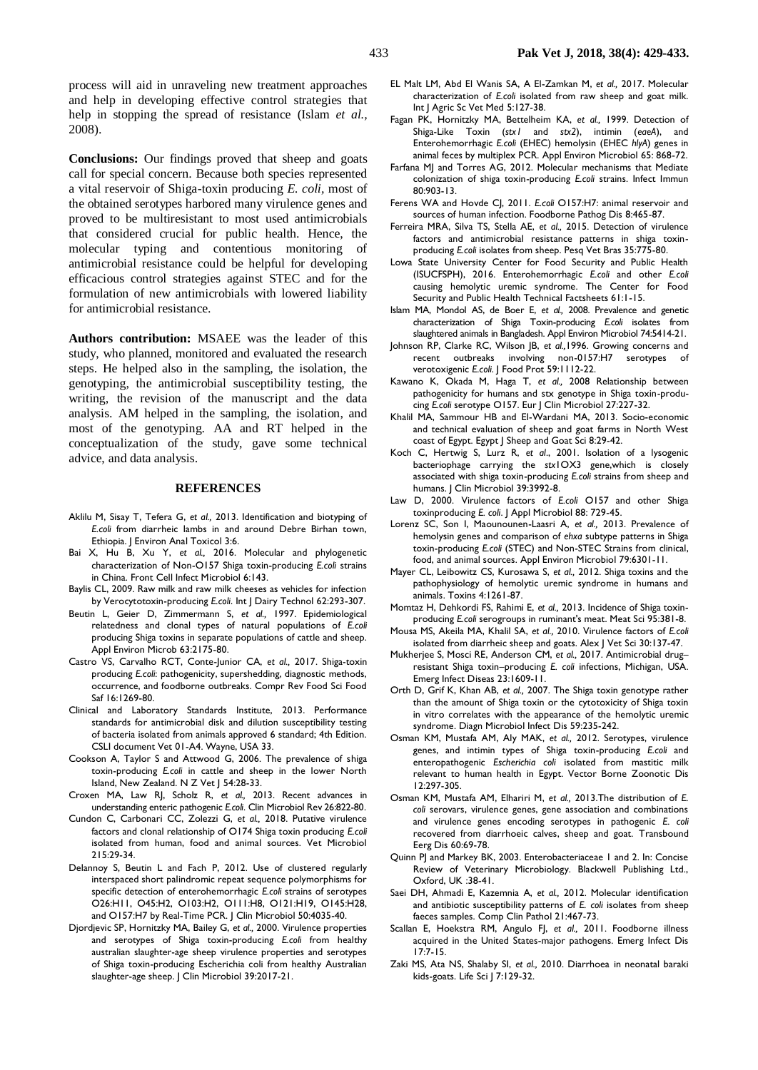process will aid in unraveling new treatment approaches and help in developing effective control strategies that help in stopping the spread of resistance (Islam *et al.*, 2008).

**Conclusions:** Our findings proved that sheep and goats call for special concern. Because both species represented a vital reservoir of Shiga-toxin producing *E. coli*, most of the obtained serotypes harbored many virulence genes and proved to be multiresistant to most used antimicrobials that considered crucial for public health. Hence, the molecular typing and contentious monitoring of antimicrobial resistance could be helpful for developing efficacious control strategies against STEC and for the formulation of new antimicrobials with lowered liability for antimicrobial resistance.

**Authors contribution:** MSAEE was the leader of this study, who planned, monitored and evaluated the research steps. He helped also in the sampling, the isolation, the genotyping, the antimicrobial susceptibility testing, the writing, the revision of the manuscript and the data analysis. AM helped in the sampling, the isolation, and most of the genotyping. AA and RT helped in the conceptualization of the study, gave some technical advice, and data analysis.

## REFERENCES

Aklilu M, Sisay T, Tefera G, *et al.,* 2013. Identification and biotyping of *E.coli* from diarrheic lambs in and around Debre Birhan town, Ethiopia. J Environ Anal Toxicol 3:6.

Bai X, Hu B, Xu Y, *et al.,* 2016. Molecular and phylogenetic characterization of Non-O157 Shiga toxin-producing *E.coli* strains in China. Front Cell Infect Microbiol 6:143.

Baylis CL, 2009. Raw milk and raw milk cheeses as vehicles for infection by Verocytotoxin-producing *E.coli*. Int J Dairy Technol 62:293-307.

Beutin L, Geier D, Zimmermann S, *et al.,* 1997. Epidemiological relatedness and clonal types of natural populations of *E.coli* producing Shiga toxins in separate populations of cattle and sheep. Appl Environ Microb 63:2175-80.

Castro VS, Carvalho RCT, Conte-Junior CA, *et al.,* 2017. Shiga-toxin producing *E.coli*: pathogenicity, supershedding, diagnostic methods, occurrence, and foodborne outbreaks. Compr Rev Food Sci Food Saf 16:1269-80.

Clinical and Laboratory Standards Institute, 2013. Performance standards for antimicrobial disk and dilution susceptibility testing of bacteria isolated from animals approved 6 standard; 4th Edition. CSLI document Vet 01-A4. Wayne, USA 33.

Cookson A, Taylor S and Attwood G, 2006. The prevalence of shiga toxin-producing *E.coli* in cattle and sheep in the lower North Island, New Zealand. N Z Vet J 54:28-33.

Croxen MA, Law RJ, Scholz R, *et al.,* 2013. Recent advances in understanding enteric pathogenic *E.coli*. Clin Microbiol Rev 26:822-80.

Cundon C, Carbonari CC, Zolezzi G, *et al.,* 2018. Putative virulence factors and clonal relationship of O174 Shiga toxin producing *E.coli* isolated from human, food and animal sources. Vet Microbiol 215:29-34.

Delannoy S, Beutin L and Fach P, 2012. Use of clustered regularly interspaced short palindromic repeat sequence polymorphisms for specific detection of enterohemorrhagic *E.coli* strains of serotypes O26:H11, O45:H2, O103:H2, O111:H8, O121:H19, O145:H28, and O157:H7 by Real-Time PCR. J Clin Microbiol 50:4035-40.

Djordjevic SP, Hornitzky MA, Bailey G, *et al.,* 2000. Virulence properties and serotypes of Shiga toxin-producing *E.coli* from healthy australian slaughter-age sheep virulence properties and serotypes of Shiga toxin-producing Escherichia coli from healthy Australian slaughter-age sheep. J Clin Microbiol 39:2017-21.

EL Malt LM, Abd El Wanis SA, A El-Zamkan M, *et al.,* 2017. Molecular characterization of *E.coli* isolated from raw sheep and goat milk. Int J Agric Sc Vet Med 5:127-38.

Fagan PK, Hornitzky MA, Bettelheim KA, *et al.,* 1999. Detection of Shiga-Like Toxin (*stx1* and *stx2*), intimin (*eaeA*), and Enterohemorrhagic *E.coli* (EHEC) hemolysin (EHEC *hlyA*) genes in animal feces by multiplex PCR. Appl Environ Microbiol 65: 868-72.

Farfana MJ and Torres AG, 2012. Molecular mechanisms that Mediate colonization of shiga toxin-producing *E.coli* strains. Infect Immun 80:903-13.

Ferens WA and Hovde CJ, 2011. *E.coli* O157:H7: animal reservoir and sources of human infection. Foodborne Pathog Dis 8:465-87.

Ferreira MRA, Silva TS, Stella AE, *et al.,* 2015. Detection of virulence factors and antimicrobial resistance patterns in shiga toxin-producing *E.coli* isolates from sheep. Pesq Vet Bras 35:775-80.

Lowa State University Center for Food Security and Public Health (ISUCFSPH), 2016. Enterohemorrhagic *E.coli* and other *E.coli* causing hemolytic uremic syndrome. The Center for Food Security and Public Health Technical Factsheets 61:1-15.

Islam MA, Mondol AS, de Boer E, *et al.,* 2008. Prevalence and genetic characterization of Shiga Toxin-producing *E.coli* isolates from slaughtered animals in Bangladesh. Appl Environ Microbiol 74:5414-21.

Johnson RP, Clarke RC, Wilson JB, *et al.,*1996. Growing concerns and recent outbreaks involving non-0157:H7 serotypes of verotoxigenic *E.coli*. J Food Prot 59:1112-22.

Kawano K, Okada M, Haga T, *et al.,* 2008 Relationship between pathogenicity for humans and stx genotype in Shiga toxin-producing *E.coli* serotype O157. Eur J Clin Microbiol 27:227-32.

Khalil MA, Sammour HB and El-Wardani MA, 2013. Socio-economic and technical evaluation of sheep and goat farms in North West coast of Egypt. Egypt J Sheep and Goat Sci 8:29-42.

Koch C, Hertwig S, Lurz R, *et al*., 2001. Isolation of a lysogenic bacteriophage carrying the *stx*1OX3 gene,which is closely associated with shiga toxin-producing *E.coli* strains from sheep and humans. J Clin Microbiol 39:3992-8.

Law D, 2000. Virulence factors of *E.coli* O157 and other Shiga toxinproducing *E. coli*. J Appl Microbiol 88: 729-45.

Lorenz SC, Son I, Maounounen-Laasri A, *et al.,* 2013. Prevalence of hemolysin genes and comparison of *ehxa* subtype patterns in Shiga toxin-producing *E.coli* (STEC) and Non-STEC Strains from clinical, food, and animal sources. Appl Environ Microbiol 79:6301-11.

Mayer CL, Leibowitz CS, Kurosawa S, *et al.,* 2012. Shiga toxins and the pathophysiology of hemolytic uremic syndrome in humans and animals. Toxins 4:1261-87.

Momtaz H, Dehkordi FS, Rahimi E, *et al.,* 2013. Incidence of Shiga toxin-producing *E.coli* serogroups in ruminant's meat. Meat Sci 95:381-8.

Mousa MS, Akeila MA, Khalil SA, *et al.,* 2010. Virulence factors of *E.coli* isolated from diarrheic sheep and goats. Alex J Vet Sci 30:137-47.

Mukherjee S, Mosci RE, Anderson CM, *et al.,* 2017. Antimicrobial drug–resistant Shiga toxin–producing *E. coli* infections, Michigan, USA. Emerg Infect Diseas 23:1609-11.

Orth D, Grif K, Khan AB, *et al.,* 2007. The Shiga toxin genotype rather than the amount of Shiga toxin or the cytotoxicity of Shiga toxin in vitro correlates with the appearance of the hemolytic uremic syndrome. Diagn Microbiol Infect Dis 59:235-242.

Osman KM, Mustafa AM, Aly MAK, *et al.,* 2012. Serotypes, virulence genes, and intimin types of Shiga toxin-producing *E.coli* and enteropathogenic *Escherichia coli* isolated from mastitic milk relevant to human health in Egypt. Vector Borne Zoonotic Dis 12:297-305.

Osman KM, Mustafa AM, Elhariri M, *et al.,* 2013.The distribution of *E. coli* serovars, virulence genes, gene association and combinations and virulence genes encoding serotypes in pathogenic *E. coli* recovered from diarrhoeic calves, sheep and goat. Transbound Eerg Dis 60:69-78.

Quinn PJ and Markey BK, 2003. Enterobacteriaceae 1 and 2. In: Concise Review of Veterinary Microbiology. Blackwell Publishing Ltd., Oxford, UK :38-41.

Saei DH, Ahmadi E, Kazemnia A, *et al.,* 2012. Molecular identification and antibiotic susceptibility patterns of *E. coli* isolates from sheep faeces samples. Comp Clin Pathol 21:467-73.

Scallan E, Hoekstra RM, Angulo FJ, *et al.,* 2011. Foodborne illness acquired in the United States-major pathogens. Emerg Infect Dis 17:7-15.

Zaki MS, Ata NS, Shalaby SI, *et al.,* 2010. Diarrhoea in neonatal baraki kids-goats. Life Sci J 7:129-32.